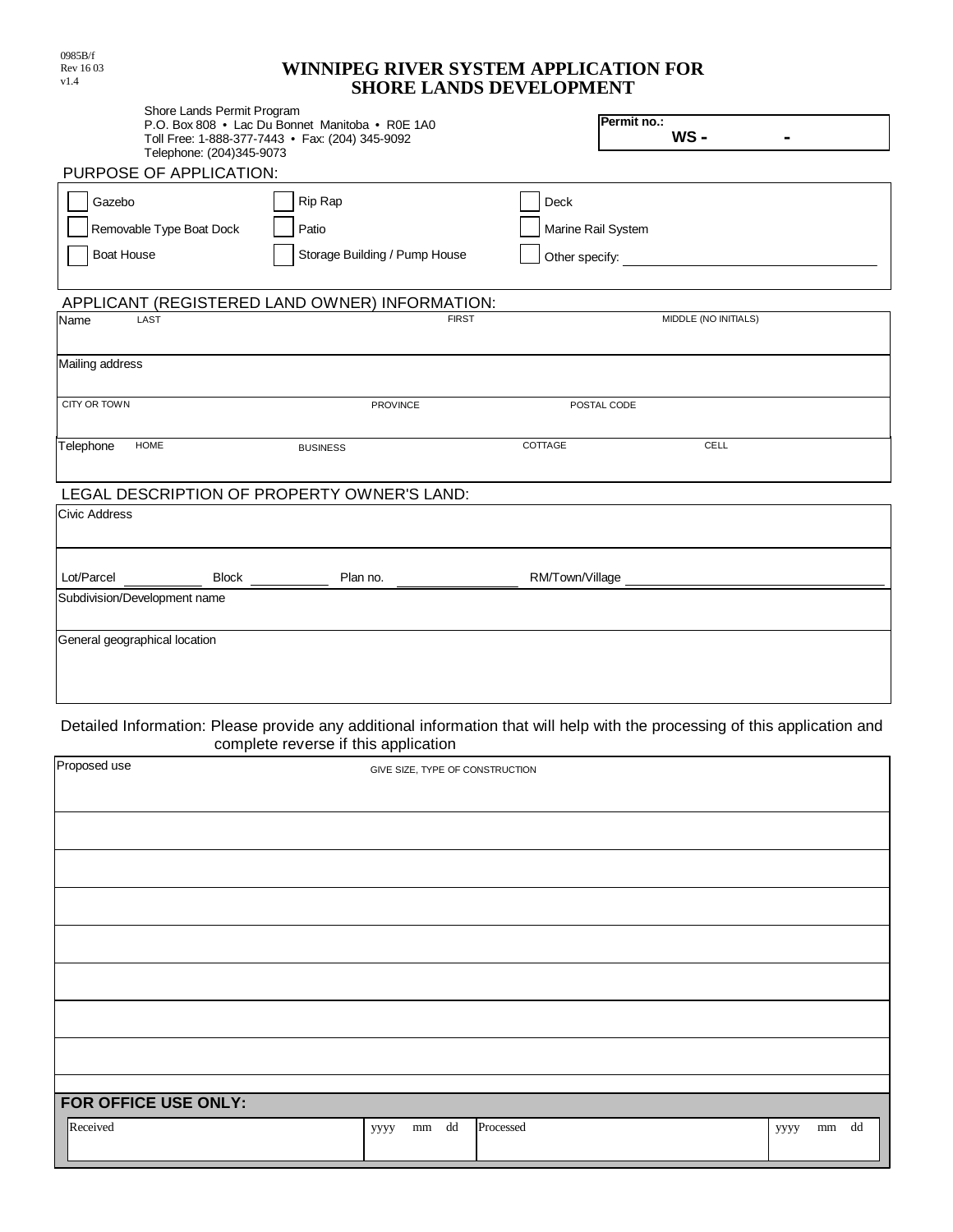0985B/f
Rev 16 03
v1.4

# WINNIPEG RIVER SYSTEM APPLICATION FOR SHORE LANDS DEVELOPMENT

Shore Lands Permit Program
P.O. Box 808 • Lac Du Bonnet Manitoba • R0E 1A0
Toll Free: 1-888-377-7443 • Fax: (204) 345-9092
Telephone: (204)345-9073

**Permit no.:** **WS - -**

## PURPOSE OF APPLICATION:

| | | |
|---|---|---|
| ☐ Gazebo | ☐ Rip Rap | ☐ Deck |
| ☐ Removable Type Boat Dock | ☐ Patio | ☐ Marine Rail System |
| ☐ Boat House | ☐ Storage Building / Pump House | ☐ Other specify: ______________ |

## APPLICANT (REGISTERED LAND OWNER) INFORMATION:

| | | | |
|---|---|---|---|
| Name LAST | FIRST | MIDDLE (NO INITIALS) | |
| Mailing address | | | |
| CITY OR TOWN | PROVINCE | POSTAL CODE | |
| Telephone HOME | BUSINESS | COTTAGE | CELL |

## LEGAL DESCRIPTION OF PROPERTY OWNER'S LAND:

Civic Address

Lot/Parcel ________ Block ________ Plan no. ____________ RM/Town/Village ______________________

Subdivision/Development name

General geographical location

Detailed Information: Please provide any additional information that will help with the processing of this application and complete reverse if this application

| Proposed use | GIVE SIZE, TYPE OF CONSTRUCTION |
|---|---|
| | |
| | |
| | |
| | |
| | |
| | |
| | |

**FOR OFFICE USE ONLY:**

| Received | yyyy mm dd | Processed | yyyy mm dd |
|---|---|---|---|
| | | | |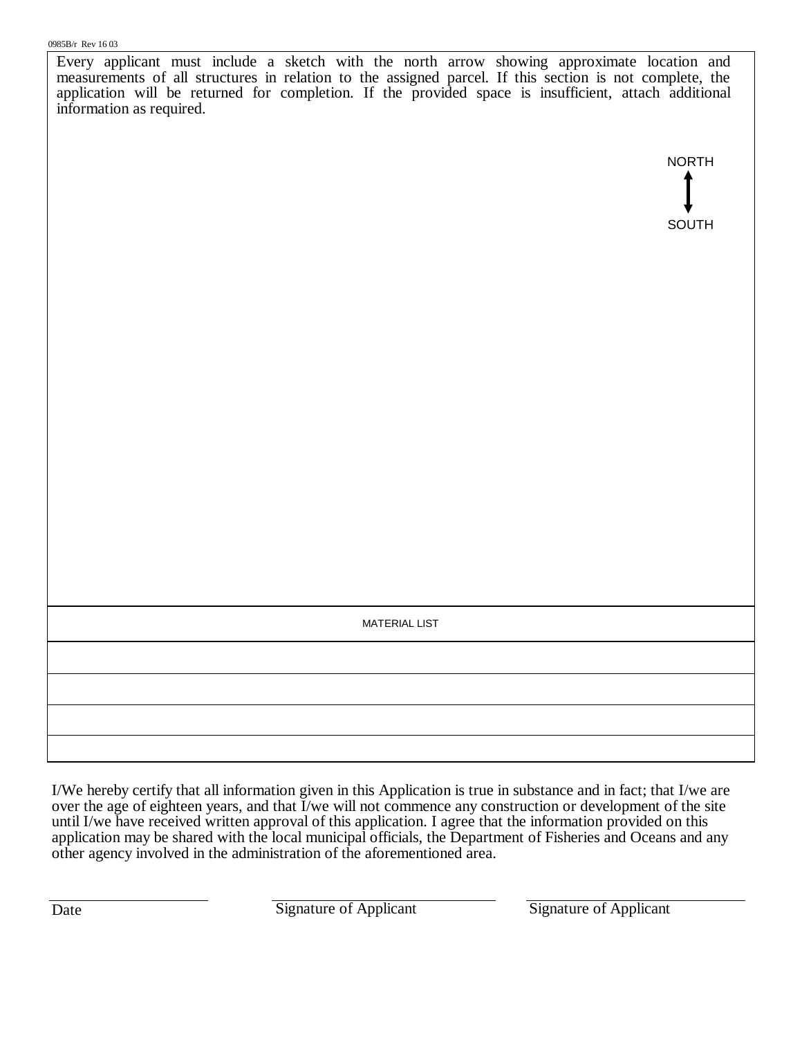0985B/r Rev 16 03

Every applicant must include a sketch with the north arrow showing approximate location and measurements of all structures in relation to the assigned parcel. If this section is not complete, the application will be returned for completion. If the provided space is insufficient, attach additional information as required.

NORTH

SOUTH

| MATERIAL LIST |
| --- |
| |
| |
| |
| |

I/We hereby certify that all information given in this Application is true in substance and in fact; that I/we are over the age of eighteen years, and that I/we will not commence any construction or development of the site until I/we have received written approval of this application. I agree that the information provided on this application may be shared with the local municipal officials, the Department of Fisheries and Oceans and any other agency involved in the administration of the aforementioned area.

Date ____________________ Signature of Applicant ____________________ Signature of Applicant ____________________